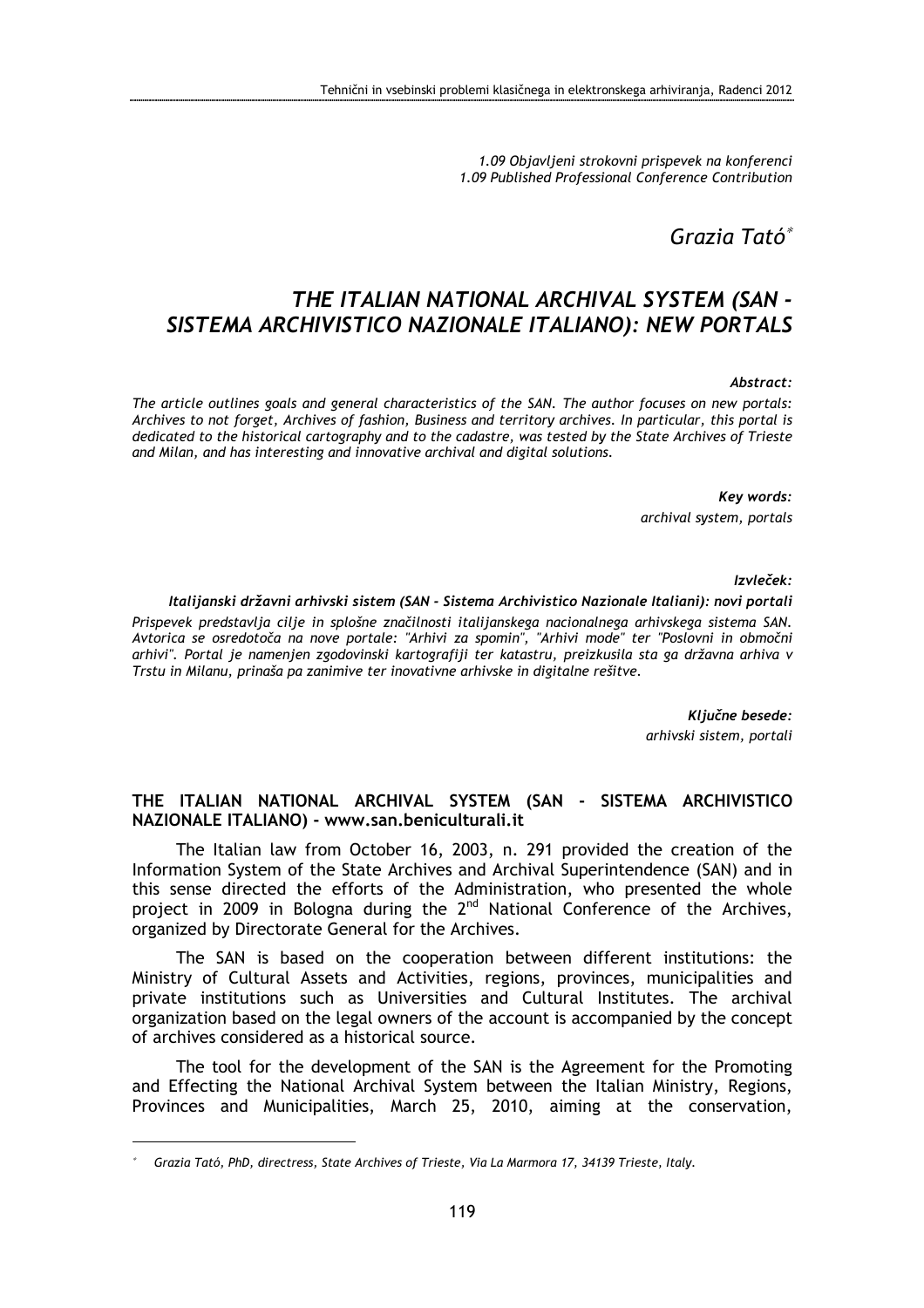*1.09 Objavljeni strokovni prispevek na konferenci*
*1.09 Published Professional Conference Contribution*

*Grazia Tató*[*]

# *THE ITALIAN NATIONAL ARCHIVAL SYSTEM (SAN - SISTEMA ARCHIVISTICO NAZIONALE ITALIANO): NEW PORTALS*

***Abstract:***

*The article outlines goals and general characteristics of the SAN. The author focuses on new portals: Archives to not forget, Archives of fashion, Business and territory archives. In particular, this portal is dedicated to the historical cartography and to the cadastre, was tested by the State Archives of Trieste and Milan, and has interesting and innovative archival and digital solutions.*

***Key words:***
*archival system, portals*

***Izvleček:***

***Italijanski državni arhivski sistem (SAN - Sistema Archivistico Nazionale Italiani): novi portali***

*Prispevek predstavlja cilje in splošne značilnosti italijanskega nacionalnega arhivskega sistema SAN. Avtorica se osredotoča na nove portale: "Arhivi za spomin", "Arhivi mode" ter "Poslovni in območni arhivi". Portal je namenjen zgodovinski kartografiji ter katastru, preizkusila sta ga državna arhiva v Trstu in Milanu, prinaša pa zanimive ter inovativne arhivske in digitalne rešitve.*

***Ključne besede:***
*arhivski sistem, portali*

## THE ITALIAN NATIONAL ARCHIVAL SYSTEM (SAN - SISTEMA ARCHIVISTICO NAZIONALE ITALIANO) - www.san.beniculturali.it

The Italian law from October 16, 2003, n. 291 provided the creation of the Information System of the State Archives and Archival Superintendence (SAN) and in this sense directed the efforts of the Administration, who presented the whole project in 2009 in Bologna during the 2nd National Conference of the Archives, organized by Directorate General for the Archives.

The SAN is based on the cooperation between different institutions: the Ministry of Cultural Assets and Activities, regions, provinces, municipalities and private institutions such as Universities and Cultural Institutes. The archival organization based on the legal owners of the account is accompanied by the concept of archives considered as a historical source.

The tool for the development of the SAN is the Agreement for the Promoting and Effecting the National Archival System between the Italian Ministry, Regions, Provinces and Municipalities, March 25, 2010, aiming at the conservation,

[*] *Grazia Tató, PhD, directress, State Archives of Trieste, Via La Marmora 17, 34139 Trieste, Italy.*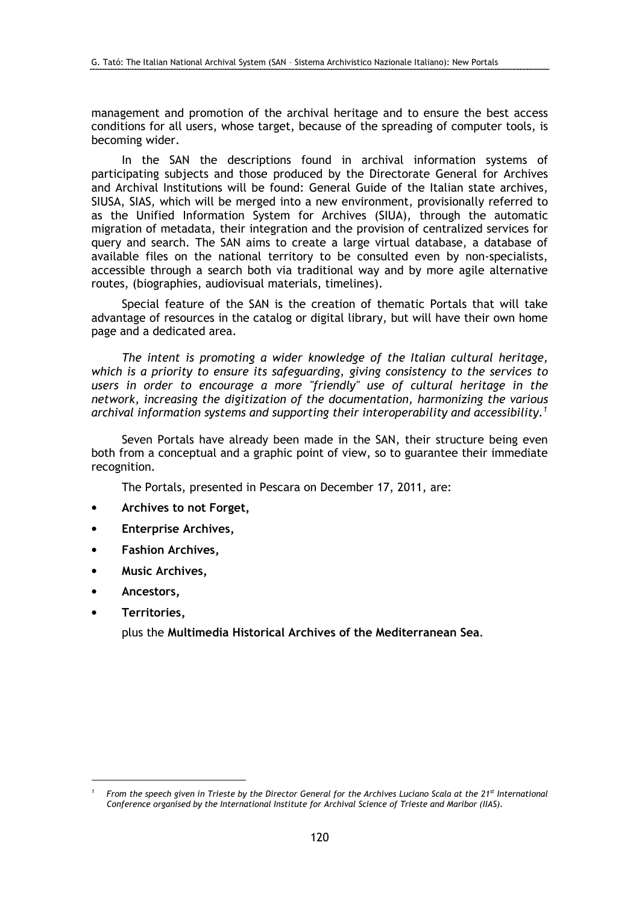management and promotion of the archival heritage and to ensure the best access conditions for all users, whose target, because of the spreading of computer tools, is becoming wider.

In the SAN the descriptions found in archival information systems of participating subjects and those produced by the Directorate General for Archives and Archival Institutions will be found: General Guide of the Italian state archives, SIUSA, SIAS, which will be merged into a new environment, provisionally referred to as the Unified Information System for Archives (SIUA), through the automatic migration of metadata, their integration and the provision of centralized services for query and search. The SAN aims to create a large virtual database, a database of available files on the national territory to be consulted even by non-specialists, accessible through a search both via traditional way and by more agile alternative routes, (biographies, audiovisual materials, timelines).

Special feature of the SAN is the creation of thematic Portals that will take advantage of resources in the catalog or digital library, but will have their own home page and a dedicated area.

*The intent is promoting a wider knowledge of the Italian cultural heritage, which is a priority to ensure its safeguarding, giving consistency to the services to users in order to encourage a more "friendly" use of cultural heritage in the network, increasing the digitization of the documentation, harmonizing the various archival information systems and supporting their interoperability and accessibility.*[1]

Seven Portals have already been made in the SAN, their structure being even both from a conceptual and a graphic point of view, so to guarantee their immediate recognition.

The Portals, presented in Pescara on December 17, 2011, are:

- **Archives to not Forget,**
- **Enterprise Archives,**
- **Fashion Archives,**
- **Music Archives,**
- **Ancestors,**
- **Territories,**

plus the **Multimedia Historical Archives of the Mediterranean Sea**.

---

[1] *From the speech given in Trieste by the Director General for the Archives Luciano Scala at the 21st International Conference organised by the International Institute for Archival Science of Trieste and Maribor (IIAS).*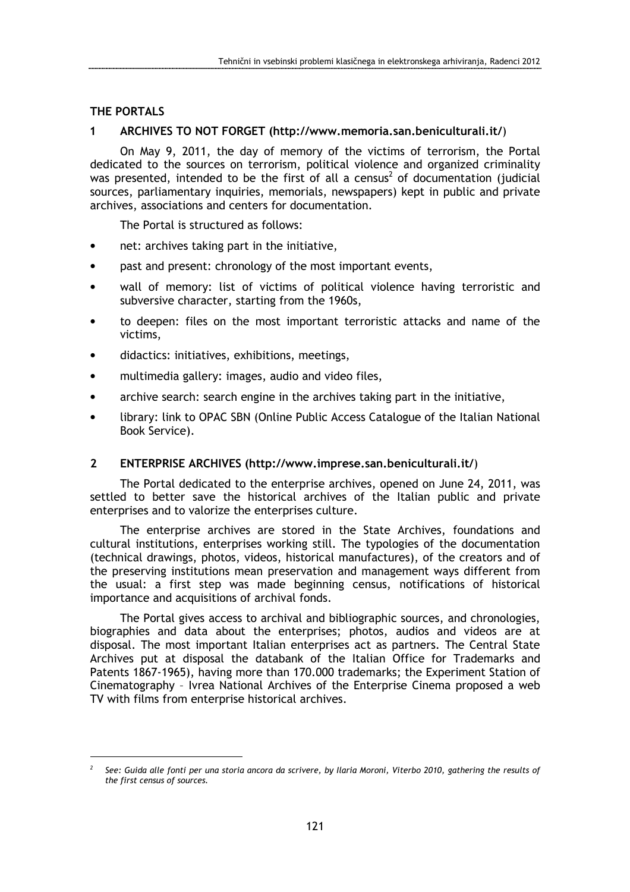## THE PORTALS

### 1 ARCHIVES TO NOT FORGET (http://www.memoria.san.beniculturali.it/)

On May 9, 2011, the day of memory of the victims of terrorism, the Portal dedicated to the sources on terrorism, political violence and organized criminality was presented, intended to be the first of all a census[2] of documentation (judicial sources, parliamentary inquiries, memorials, newspapers) kept in public and private archives, associations and centers for documentation.

The Portal is structured as follows:

- net: archives taking part in the initiative,
- past and present: chronology of the most important events,
- wall of memory: list of victims of political violence having terroristic and subversive character, starting from the 1960s,
- to deepen: files on the most important terroristic attacks and name of the victims,
- didactics: initiatives, exhibitions, meetings,
- multimedia gallery: images, audio and video files,
- archive search: search engine in the archives taking part in the initiative,
- library: link to OPAC SBN (Online Public Access Catalogue of the Italian National Book Service).

### 2 ENTERPRISE ARCHIVES (http://www.imprese.san.beniculturali.it/)

The Portal dedicated to the enterprise archives, opened on June 24, 2011, was settled to better save the historical archives of the Italian public and private enterprises and to valorize the enterprises culture.

The enterprise archives are stored in the State Archives, foundations and cultural institutions, enterprises working still. The typologies of the documentation (technical drawings, photos, videos, historical manufactures), of the creators and of the preserving institutions mean preservation and management ways different from the usual: a first step was made beginning census, notifications of historical importance and acquisitions of archival fonds.

The Portal gives access to archival and bibliographic sources, and chronologies, biographies and data about the enterprises; photos, audios and videos are at disposal. The most important Italian enterprises act as partners. The Central State Archives put at disposal the databank of the Italian Office for Trademarks and Patents 1867-1965), having more than 170.000 trademarks; the Experiment Station of Cinematography – Ivrea National Archives of the Enterprise Cinema proposed a web TV with films from enterprise historical archives.

---

[2] *See: Guida alle fonti per una storia ancora da scrivere, by Ilaria Moroni, Viterbo 2010, gathering the results of the first census of sources.*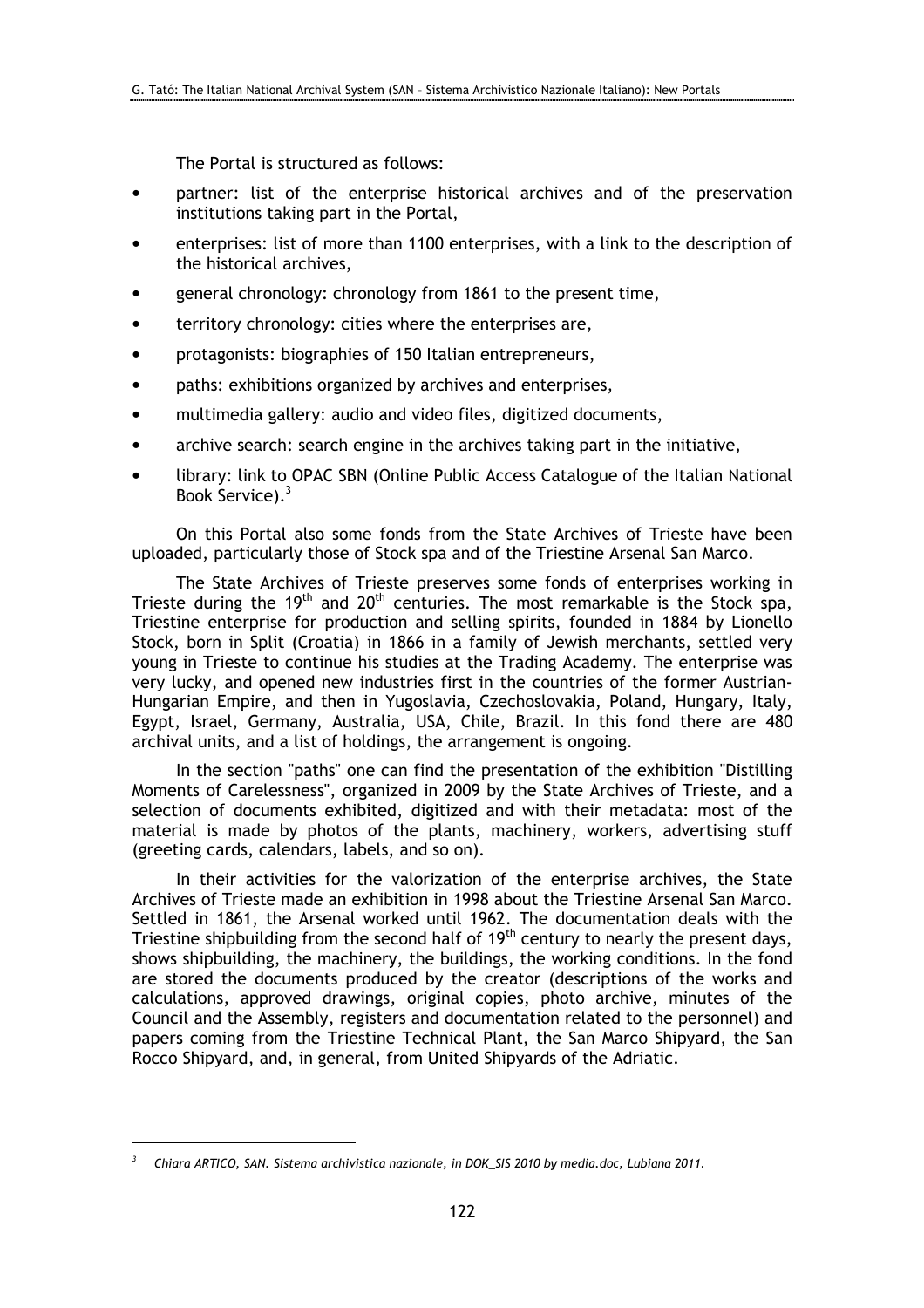The Portal is structured as follows:

- partner: list of the enterprise historical archives and of the preservation institutions taking part in the Portal,
- enterprises: list of more than 1100 enterprises, with a link to the description of the historical archives,
- general chronology: chronology from 1861 to the present time,
- territory chronology: cities where the enterprises are,
- protagonists: biographies of 150 Italian entrepreneurs,
- paths: exhibitions organized by archives and enterprises,
- multimedia gallery: audio and video files, digitized documents,
- archive search: search engine in the archives taking part in the initiative,
- library: link to OPAC SBN (Online Public Access Catalogue of the Italian National Book Service).[3]

On this Portal also some fonds from the State Archives of Trieste have been uploaded, particularly those of Stock spa and of the Triestine Arsenal San Marco.

The State Archives of Trieste preserves some fonds of enterprises working in Trieste during the 19th and 20th centuries. The most remarkable is the Stock spa, Triestine enterprise for production and selling spirits, founded in 1884 by Lionello Stock, born in Split (Croatia) in 1866 in a family of Jewish merchants, settled very young in Trieste to continue his studies at the Trading Academy. The enterprise was very lucky, and opened new industries first in the countries of the former Austrian-Hungarian Empire, and then in Yugoslavia, Czechoslovakia, Poland, Hungary, Italy, Egypt, Israel, Germany, Australia, USA, Chile, Brazil. In this fond there are 480 archival units, and a list of holdings, the arrangement is ongoing.

In the section "paths" one can find the presentation of the exhibition "Distilling Moments of Carelessness", organized in 2009 by the State Archives of Trieste, and a selection of documents exhibited, digitized and with their metadata: most of the material is made by photos of the plants, machinery, workers, advertising stuff (greeting cards, calendars, labels, and so on).

In their activities for the valorization of the enterprise archives, the State Archives of Trieste made an exhibition in 1998 about the Triestine Arsenal San Marco. Settled in 1861, the Arsenal worked until 1962. The documentation deals with the Triestine shipbuilding from the second half of 19th century to nearly the present days, shows shipbuilding, the machinery, the buildings, the working conditions. In the fond are stored the documents produced by the creator (descriptions of the works and calculations, approved drawings, original copies, photo archive, minutes of the Council and the Assembly, registers and documentation related to the personnel) and papers coming from the Triestine Technical Plant, the San Marco Shipyard, the San Rocco Shipyard, and, in general, from United Shipyards of the Adriatic.

[3] *Chiara ARTICO, SAN. Sistema archivistica nazionale, in DOK_SIS 2010 by media.doc, Lubiana 2011.*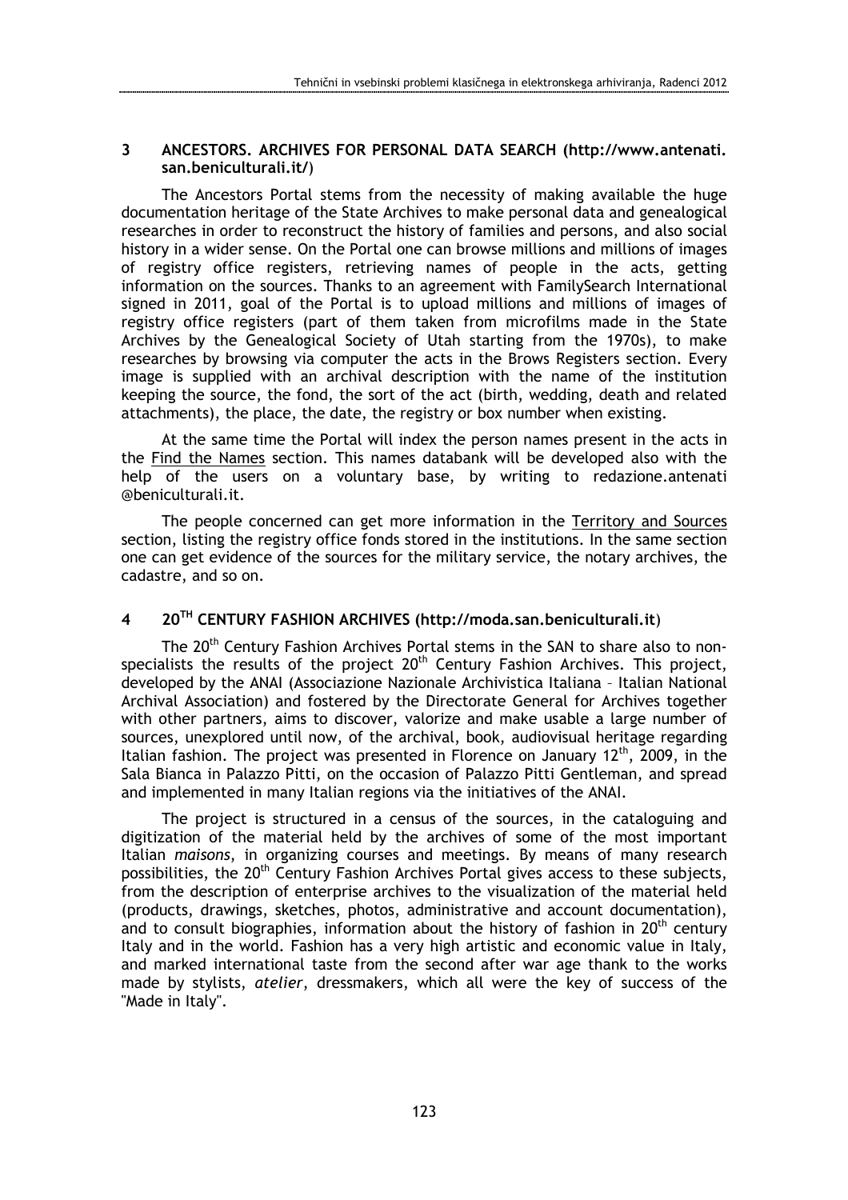## 3 ANCESTORS. ARCHIVES FOR PERSONAL DATA SEARCH (http://www.antenati.san.beniculturali.it/)

The Ancestors Portal stems from the necessity of making available the huge documentation heritage of the State Archives to make personal data and genealogical researches in order to reconstruct the history of families and persons, and also social history in a wider sense. On the Portal one can browse millions and millions of images of registry office registers, retrieving names of people in the acts, getting information on the sources. Thanks to an agreement with FamilySearch International signed in 2011, goal of the Portal is to upload millions and millions of images of registry office registers (part of them taken from microfilms made in the State Archives by the Genealogical Society of Utah starting from the 1970s), to make researches by browsing via computer the acts in the Brows Registers section. Every image is supplied with an archival description with the name of the institution keeping the source, the fond, the sort of the act (birth, wedding, death and related attachments), the place, the date, the registry or box number when existing.

At the same time the Portal will index the person names present in the acts in the Find the Names section. This names databank will be developed also with the help of the users on a voluntary base, by writing to redazione.antenati @beniculturali.it.

The people concerned can get more information in the Territory and Sources section, listing the registry office fonds stored in the institutions. In the same section one can get evidence of the sources for the military service, the notary archives, the cadastre, and so on.

## 4 20TH CENTURY FASHION ARCHIVES (http://moda.san.beniculturali.it)

The 20th Century Fashion Archives Portal stems in the SAN to share also to non-specialists the results of the project 20th Century Fashion Archives. This project, developed by the ANAI (Associazione Nazionale Archivistica Italiana – Italian National Archival Association) and fostered by the Directorate General for Archives together with other partners, aims to discover, valorize and make usable a large number of sources, unexplored until now, of the archival, book, audiovisual heritage regarding Italian fashion. The project was presented in Florence on January 12th, 2009, in the Sala Bianca in Palazzo Pitti, on the occasion of Palazzo Pitti Gentleman, and spread and implemented in many Italian regions via the initiatives of the ANAI.

The project is structured in a census of the sources, in the cataloguing and digitization of the material held by the archives of some of the most important Italian *maisons,* in organizing courses and meetings. By means of many research possibilities, the 20th Century Fashion Archives Portal gives access to these subjects, from the description of enterprise archives to the visualization of the material held (products, drawings, sketches, photos, administrative and account documentation), and to consult biographies, information about the history of fashion in 20th century Italy and in the world. Fashion has a very high artistic and economic value in Italy, and marked international taste from the second after war age thank to the works made by stylists, *atelier*, dressmakers, which all were the key of success of the "Made in Italy".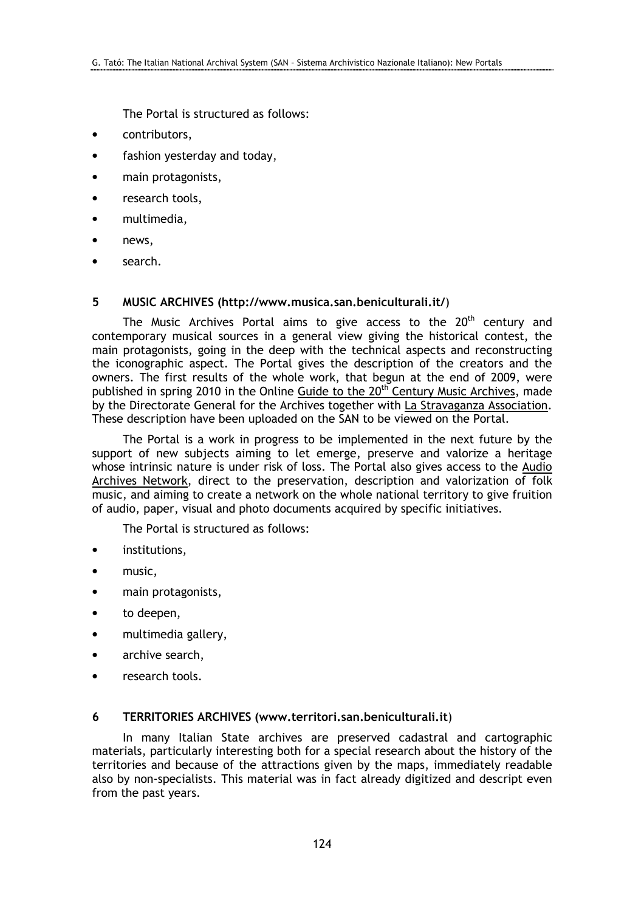The Portal is structured as follows:

- contributors,
- fashion yesterday and today,
- main protagonists,
- research tools,
- multimedia,
- news,
- search.

## 5 MUSIC ARCHIVES (http://www.musica.san.beniculturali.it/)

The Music Archives Portal aims to give access to the 20th century and contemporary musical sources in a general view giving the historical contest, the main protagonists, going in the deep with the technical aspects and reconstructing the iconographic aspect. The Portal gives the description of the creators and the owners. The first results of the whole work, that begun at the end of 2009, were published in spring 2010 in the Online Guide to the 20th Century Music Archives, made by the Directorate General for the Archives together with La Stravaganza Association. These description have been uploaded on the SAN to be viewed on the Portal.

The Portal is a work in progress to be implemented in the next future by the support of new subjects aiming to let emerge, preserve and valorize a heritage whose intrinsic nature is under risk of loss. The Portal also gives access to the Audio Archives Network, direct to the preservation, description and valorization of folk music, and aiming to create a network on the whole national territory to give fruition of audio, paper, visual and photo documents acquired by specific initiatives.

The Portal is structured as follows:

- institutions,
- music,
- main protagonists,
- to deepen,
- multimedia gallery,
- archive search,
- research tools.

## 6 TERRITORIES ARCHIVES (www.territori.san.beniculturali.it)

In many Italian State archives are preserved cadastral and cartographic materials, particularly interesting both for a special research about the history of the territories and because of the attractions given by the maps, immediately readable also by non-specialists. This material was in fact already digitized and descript even from the past years.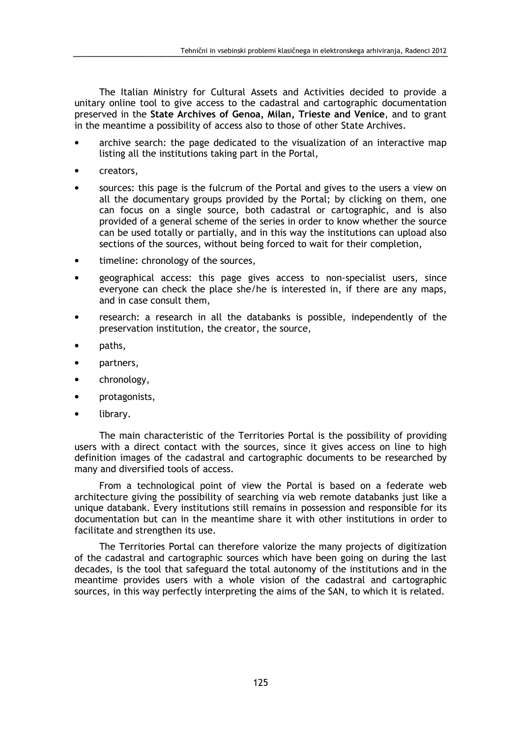The Italian Ministry for Cultural Assets and Activities decided to provide a unitary online tool to give access to the cadastral and cartographic documentation preserved in the **State Archives of Genoa, Milan, Trieste and Venice**, and to grant in the meantime a possibility of access also to those of other State Archives.

- archive search: the page dedicated to the visualization of an interactive map listing all the institutions taking part in the Portal,
- creators,
- sources: this page is the fulcrum of the Portal and gives to the users a view on all the documentary groups provided by the Portal; by clicking on them, one can focus on a single source, both cadastral or cartographic, and is also provided of a general scheme of the series in order to know whether the source can be used totally or partially, and in this way the institutions can upload also sections of the sources, without being forced to wait for their completion,
- timeline: chronology of the sources,
- geographical access: this page gives access to non-specialist users, since everyone can check the place she/he is interested in, if there are any maps, and in case consult them,
- research: a research in all the databanks is possible, independently of the preservation institution, the creator, the source,
- paths,
- partners,
- chronology,
- protagonists,
- library.

The main characteristic of the Territories Portal is the possibility of providing users with a direct contact with the sources, since it gives access on line to high definition images of the cadastral and cartographic documents to be researched by many and diversified tools of access.

From a technological point of view the Portal is based on a federate web architecture giving the possibility of searching via web remote databanks just like a unique databank. Every institutions still remains in possession and responsible for its documentation but can in the meantime share it with other institutions in order to facilitate and strengthen its use.

The Territories Portal can therefore valorize the many projects of digitization of the cadastral and cartographic sources which have been going on during the last decades, is the tool that safeguard the total autonomy of the institutions and in the meantime provides users with a whole vision of the cadastral and cartographic sources, in this way perfectly interpreting the aims of the SAN, to which it is related.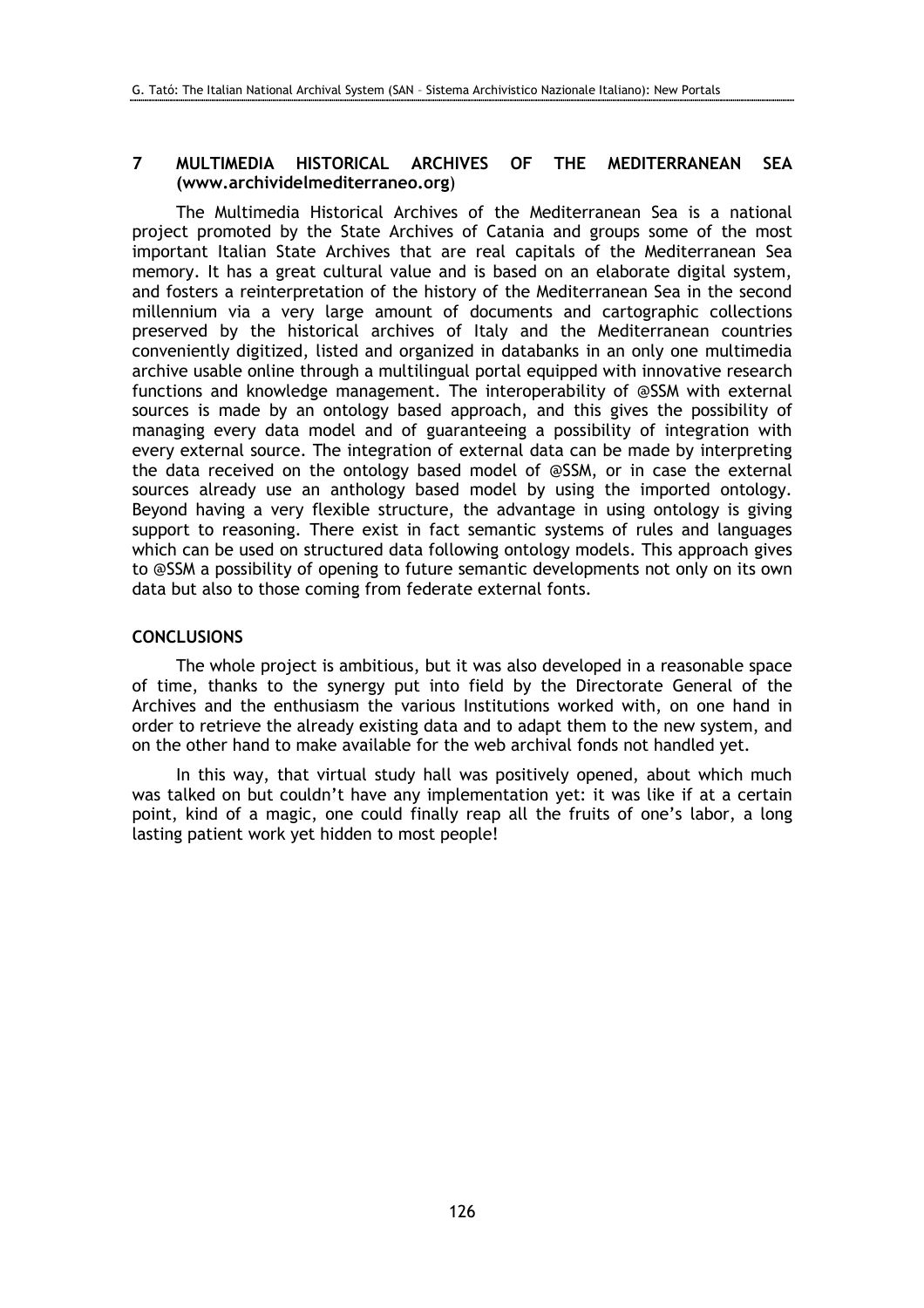## 7 MULTIMEDIA HISTORICAL ARCHIVES OF THE MEDITERRANEAN SEA (**www.archividelmediterraneo.org**)

The Multimedia Historical Archives of the Mediterranean Sea is a national project promoted by the State Archives of Catania and groups some of the most important Italian State Archives that are real capitals of the Mediterranean Sea memory. It has a great cultural value and is based on an elaborate digital system, and fosters a reinterpretation of the history of the Mediterranean Sea in the second millennium via a very large amount of documents and cartographic collections preserved by the historical archives of Italy and the Mediterranean countries conveniently digitized, listed and organized in databanks in an only one multimedia archive usable online through a multilingual portal equipped with innovative research functions and knowledge management. The interoperability of @SSM with external sources is made by an ontology based approach, and this gives the possibility of managing every data model and of guaranteeing a possibility of integration with every external source. The integration of external data can be made by interpreting the data received on the ontology based model of @SSM, or in case the external sources already use an anthology based model by using the imported ontology. Beyond having a very flexible structure, the advantage in using ontology is giving support to reasoning. There exist in fact semantic systems of rules and languages which can be used on structured data following ontology models. This approach gives to @SSM a possibility of opening to future semantic developments not only on its own data but also to those coming from federate external fonts.

## CONCLUSIONS

The whole project is ambitious, but it was also developed in a reasonable space of time, thanks to the synergy put into field by the Directorate General of the Archives and the enthusiasm the various Institutions worked with, on one hand in order to retrieve the already existing data and to adapt them to the new system, and on the other hand to make available for the web archival fonds not handled yet.

In this way, that virtual study hall was positively opened, about which much was talked on but couldn't have any implementation yet: it was like if at a certain point, kind of a magic, one could finally reap all the fruits of one's labor, a long lasting patient work yet hidden to most people!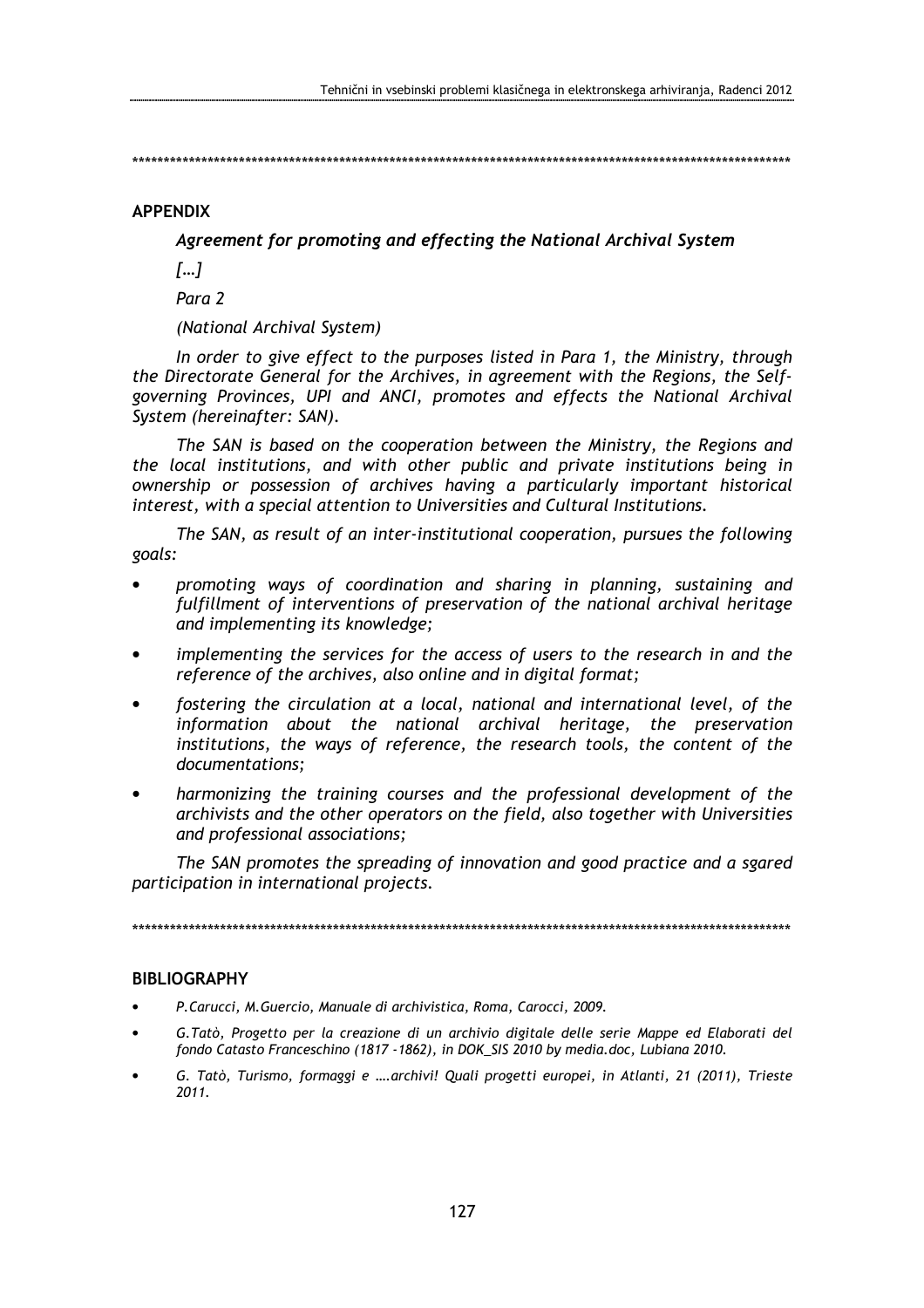\*\*\*\*\*\*\*\*\*\*\*\*\*\*\*\*\*\*\*\*\*\*\*\*\*\*\*\*\*\*\*\*\*\*\*\*\*\*\*\*\*\*\*\*\*\*\*\*\*\*\*\*\*\*\*\*\*\*\*\*\*\*\*\*\*\*\*\*\*\*\*\*\*\*\*\*\*\*\*\*\*\*\*\*\*\*\*\*\*\*\*\*\*\*\*\*\*\*\*\*\*\*\*\*\*\*\*\*\*\*\*\*\*\*

## APPENDIX

***Agreement for promoting and effecting the National Archival System***

*[…]*

*Para 2*

*(National Archival System)*

*In order to give effect to the purposes listed in Para 1, the Ministry, through the Directorate General for the Archives, in agreement with the Regions, the Self-governing Provinces, UPI and ANCI, promotes and effects the National Archival System (hereinafter: SAN).*

*The SAN is based on the cooperation between the Ministry, the Regions and the local institutions, and with other public and private institutions being in ownership or possession of archives having a particularly important historical interest, with a special attention to Universities and Cultural Institutions.*

*The SAN, as result of an inter-institutional cooperation, pursues the following goals:*

- *promoting ways of coordination and sharing in planning, sustaining and fulfillment of interventions of preservation of the national archival heritage and implementing its knowledge;*
- *implementing the services for the access of users to the research in and the reference of the archives, also online and in digital format;*
- *fostering the circulation at a local, national and international level, of the information about the national archival heritage, the preservation institutions, the ways of reference, the research tools, the content of the documentations;*
- *harmonizing the training courses and the professional development of the archivists and the other operators on the field, also together with Universities and professional associations;*

*The SAN promotes the spreading of innovation and good practice and a sgared participation in international projects.*

\*\*\*\*\*\*\*\*\*\*\*\*\*\*\*\*\*\*\*\*\*\*\*\*\*\*\*\*\*\*\*\*\*\*\*\*\*\*\*\*\*\*\*\*\*\*\*\*\*\*\*\*\*\*\*\*\*\*\*\*\*\*\*\*\*\*\*\*\*\*\*\*\*\*\*\*\*\*\*\*\*\*\*\*\*\*\*\*\*\*\*\*\*\*\*\*\*\*\*\*\*\*\*\*\*\*\*\*\*\*\*\*\*\*

## BIBLIOGRAPHY

- *P.Carucci, M.Guercio, Manuale di archivistica, Roma, Carocci, 2009.*
- *G.Tatò, Progetto per la creazione di un archivio digitale delle serie Mappe ed Elaborati del fondo Catasto Franceschino (1817 -1862), in DOK_SIS 2010 by media.doc, Lubiana 2010.*
- *G. Tatò, Turismo, formaggi e ….archivi! Quali progetti europei, in Atlanti, 21 (2011), Trieste 2011.*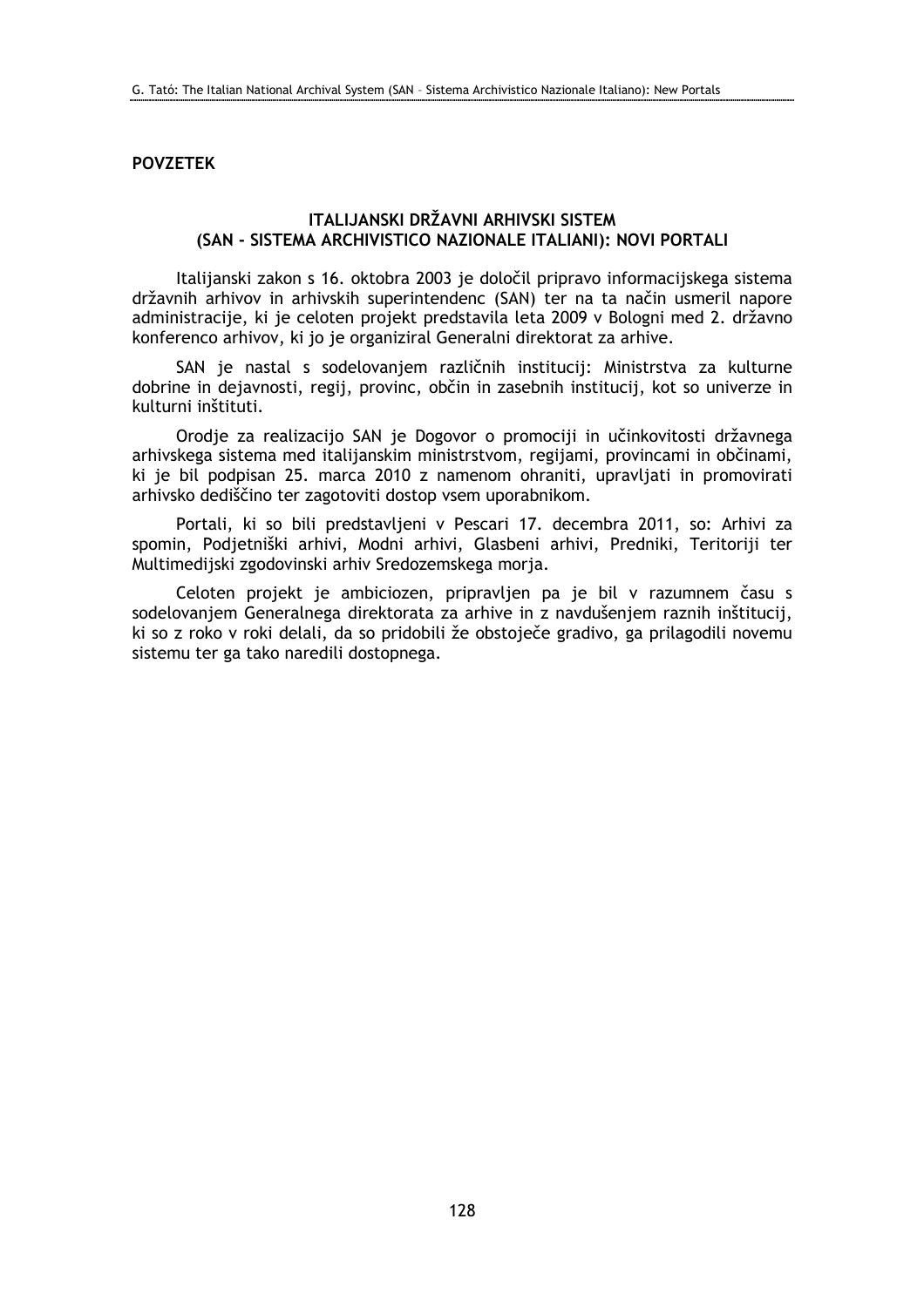## POVZETEK

### ITALIJANSKI DRŽAVNI ARHIVSKI SISTEM (SAN - SISTEMA ARCHIVISTICO NAZIONALE ITALIANI): NOVI PORTALI

Italijanski zakon s 16. oktobra 2003 je določil pripravo informacijskega sistema državnih arhivov in arhivskih superintendenc (SAN) ter na ta način usmeril napore administracije, ki je celoten projekt predstavila leta 2009 v Bologni med 2. državno konferenco arhivov, ki jo je organiziral Generalni direktorat za arhive.

SAN je nastal s sodelovanjem različnih institucij: Ministrstva za kulturne dobrine in dejavnosti, regij, provinc, občin in zasebnih institucij, kot so univerze in kulturni inštituti.

Orodje za realizacijo SAN je Dogovor o promociji in učinkovitosti državnega arhivskega sistema med italijanskim ministrstvom, regijami, provincami in občinami, ki je bil podpisan 25. marca 2010 z namenom ohraniti, upravljati in promovirati arhivsko dediščino ter zagotoviti dostop vsem uporabnikom.

Portali, ki so bili predstavljeni v Pescari 17. decembra 2011, so: Arhivi za spomin, Podjetniški arhivi, Modni arhivi, Glasbeni arhivi, Predniki, Teritoriji ter Multimedijski zgodovinski arhiv Sredozemskega morja.

Celoten projekt je ambiciozen, pripravljen pa je bil v razumnem času s sodelovanjem Generalnega direktorata za arhive in z navdušenjem raznih inštitucij, ki so z roko v roki delali, da so pridobili že obstoječe gradivo, ga prilagodili novemu sistemu ter ga tako naredili dostopnega.